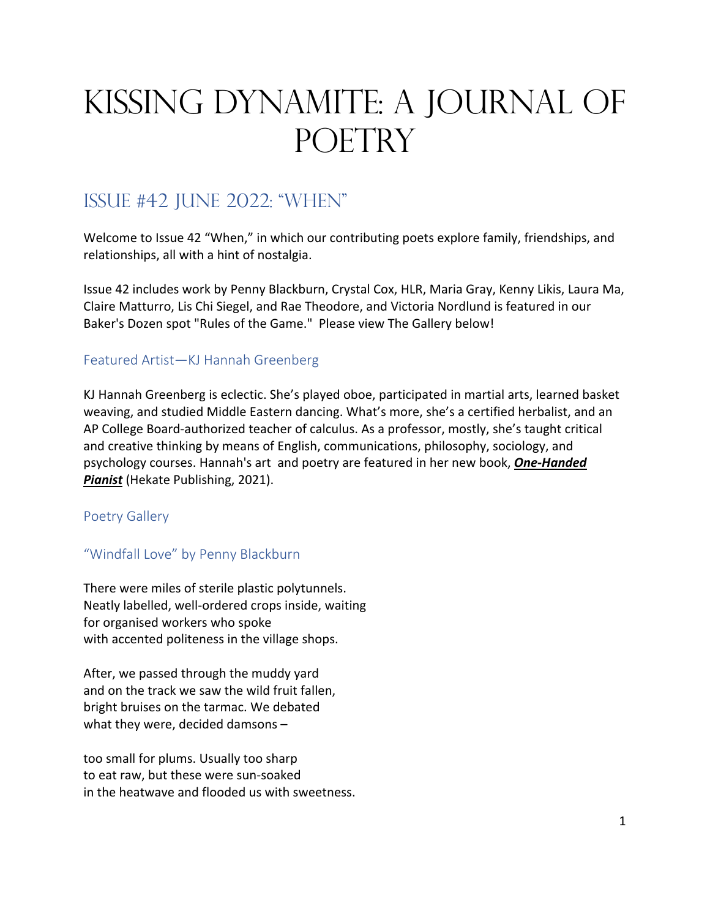# Kissing Dynamite: A Journal of Poetry

## Issue #42 June 2022: "When"

Welcome to Issue 42 "When," in which our contributing poets explore family, friendships, and relationships, all with a hint of nostalgia.

Issue 42 includes work by Penny Blackburn, Crystal Cox, HLR, Maria Gray, Kenny Likis, Laura Ma, Claire Matturro, Lis Chi Siegel, and Rae Theodore, and Victoria Nordlund is featured in our Baker's Dozen spot "Rules of the Game." Please view The Gallery below!

### Featured Artist—KJ Hannah Greenberg

KJ Hannah Greenberg is eclectic. She's played oboe, participated in martial arts, learned basket weaving, and studied Middle Eastern dancing. What's more, she's a certified herbalist, and an AP College Board-authorized teacher of calculus. As a professor, mostly, she's taught critical and creative thinking by means of English, communications, philosophy, sociology, and psychology courses. Hannah's art and poetry are featured in her new book, ***One-Handed Pianist*** (Hekate Publishing, 2021).

### Poetry Gallery

### "Windfall Love" by Penny Blackburn

There were miles of sterile plastic polytunnels.  
Neatly labelled, well-ordered crops inside, waiting  
for organised workers who spoke  
with accented politeness in the village shops.

After, we passed through the muddy yard  
and on the track we saw the wild fruit fallen,  
bright bruises on the tarmac. We debated  
what they were, decided damsons –

too small for plums. Usually too sharp  
to eat raw, but these were sun-soaked  
in the heatwave and flooded us with sweetness.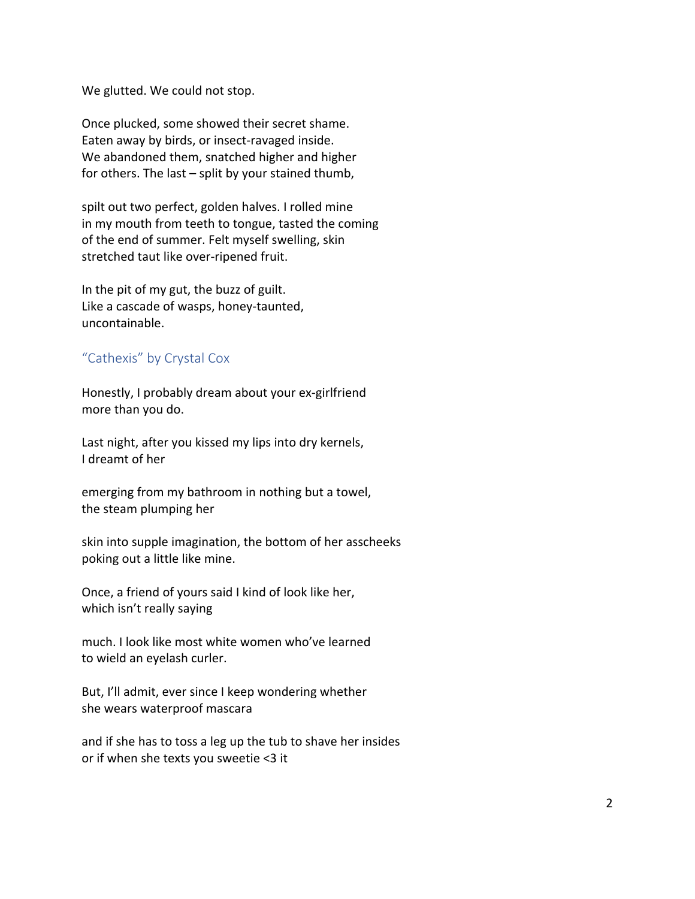We glutted. We could not stop.

Once plucked, some showed their secret shame.  
Eaten away by birds, or insect-ravaged inside.  
We abandoned them, snatched higher and higher  
for others. The last – split by your stained thumb,

spilt out two perfect, golden halves. I rolled mine  
in my mouth from teeth to tongue, tasted the coming  
of the end of summer. Felt myself swelling, skin  
stretched taut like over-ripened fruit.

In the pit of my gut, the buzz of guilt.  
Like a cascade of wasps, honey-taunted,  
uncontainable.

## "Cathexis" by Crystal Cox

Honestly, I probably dream about your ex-girlfriend  
more than you do.

Last night, after you kissed my lips into dry kernels,  
I dreamt of her

emerging from my bathroom in nothing but a towel,  
the steam plumping her

skin into supple imagination, the bottom of her asscheeks  
poking out a little like mine.

Once, a friend of yours said I kind of look like her,  
which isn't really saying

much. I look like most white women who've learned  
to wield an eyelash curler.

But, I'll admit, ever since I keep wondering whether  
she wears waterproof mascara

and if she has to toss a leg up the tub to shave her insides  
or if when she texts you sweetie <3 it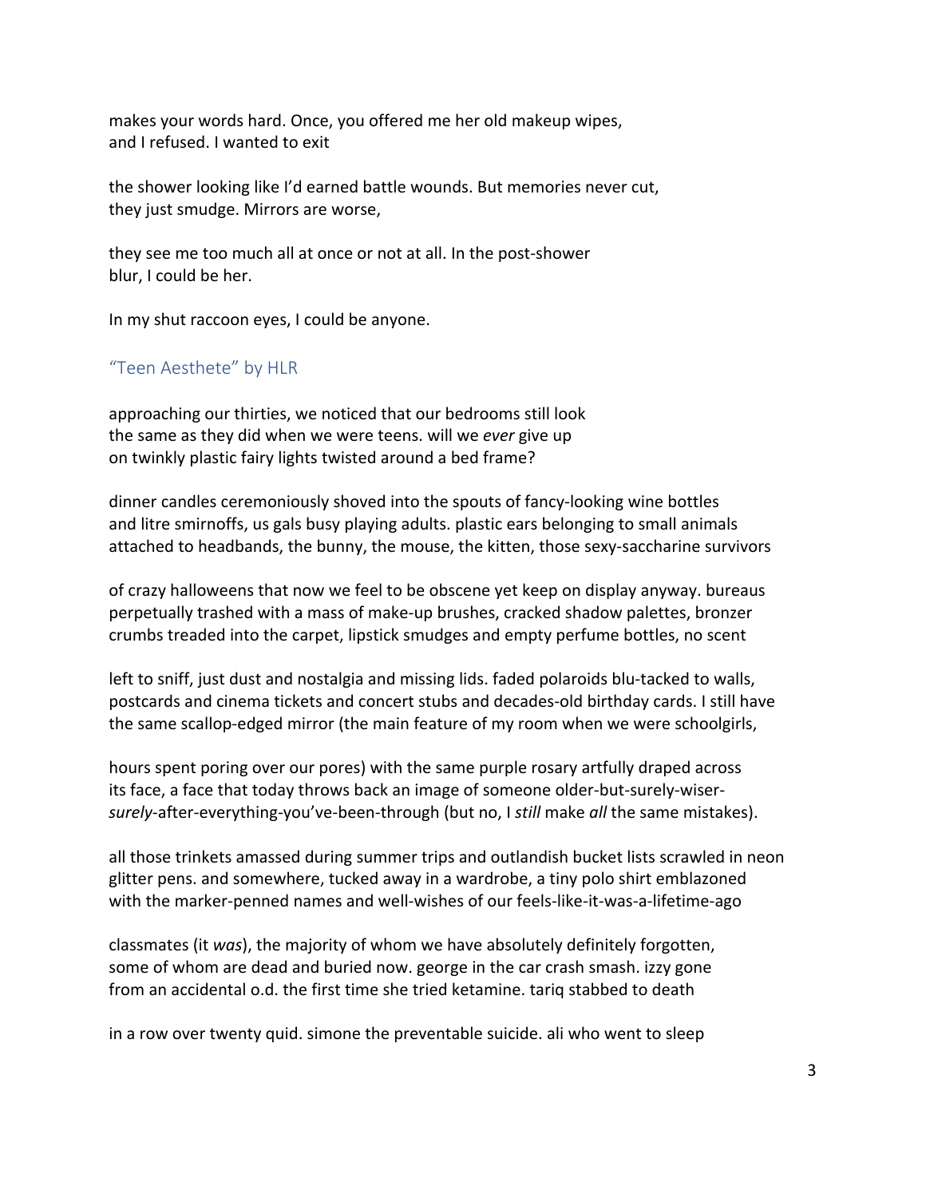makes your words hard. Once, you offered me her old makeup wipes,  
and I refused. I wanted to exit

the shower looking like I'd earned battle wounds. But memories never cut,  
they just smudge. Mirrors are worse,

they see me too much all at once or not at all. In the post-shower  
blur, I could be her.

In my shut raccoon eyes, I could be anyone.

### "Teen Aesthete" by HLR

approaching our thirties, we noticed that our bedrooms still look  
the same as they did when we were teens. will we *ever* give up  
on twinkly plastic fairy lights twisted around a bed frame?

dinner candles ceremoniously shoved into the spouts of fancy-looking wine bottles  
and litre smirnoffs, us gals busy playing adults. plastic ears belonging to small animals  
attached to headbands, the bunny, the mouse, the kitten, those sexy-saccharine survivors

of crazy halloweens that now we feel to be obscene yet keep on display anyway. bureaus  
perpetually trashed with a mass of make-up brushes, cracked shadow palettes, bronzer  
crumbs treaded into the carpet, lipstick smudges and empty perfume bottles, no scent

left to sniff, just dust and nostalgia and missing lids. faded polaroids blu-tacked to walls,  
postcards and cinema tickets and concert stubs and decades-old birthday cards. I still have  
the same scallop-edged mirror (the main feature of my room when we were schoolgirls,

hours spent poring over our pores) with the same purple rosary artfully draped across  
its face, a face that today throws back an image of someone older-but-surely-wiser-  
*surely*-after-everything-you've-been-through (but no, I *still* make *all* the same mistakes).

all those trinkets amassed during summer trips and outlandish bucket lists scrawled in neon  
glitter pens. and somewhere, tucked away in a wardrobe, a tiny polo shirt emblazoned  
with the marker-penned names and well-wishes of our feels-like-it-was-a-lifetime-ago

classmates (it *was*), the majority of whom we have absolutely definitely forgotten,  
some of whom are dead and buried now. george in the car crash smash. izzy gone  
from an accidental o.d. the first time she tried ketamine. tariq stabbed to death

in a row over twenty quid. simone the preventable suicide. ali who went to sleep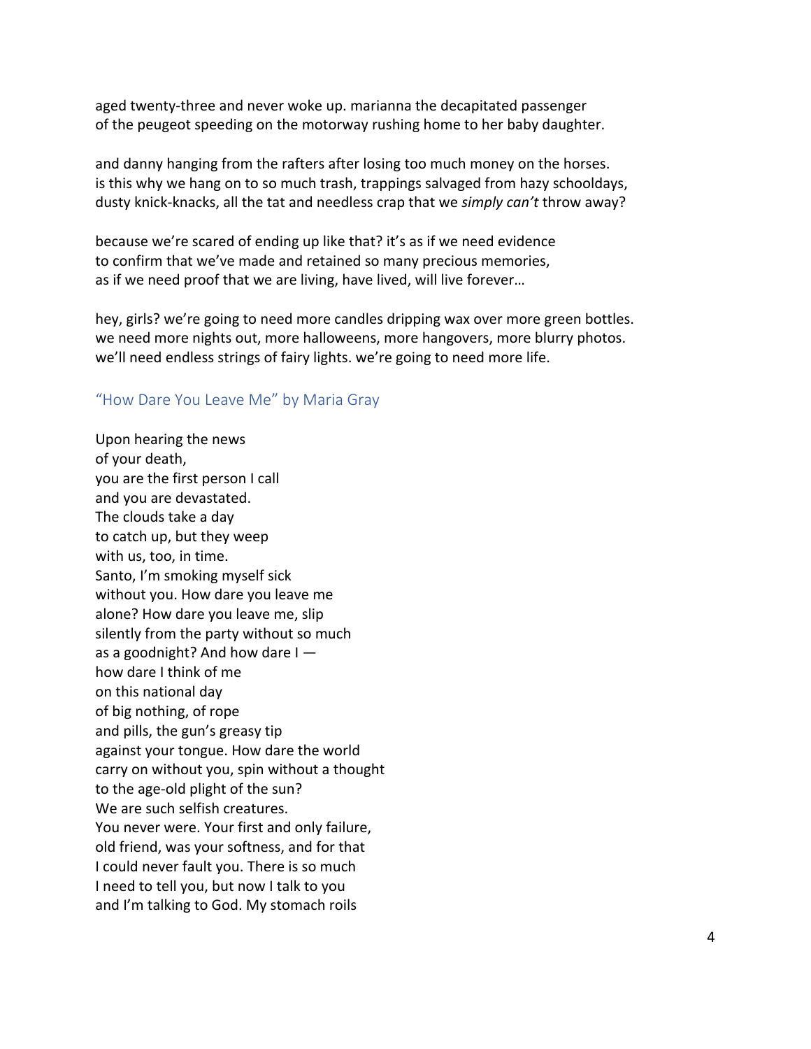aged twenty-three and never woke up. marianna the decapitated passenger
of the peugeot speeding on the motorway rushing home to her baby daughter.

and danny hanging from the rafters after losing too much money on the horses.
is this why we hang on to so much trash, trappings salvaged from hazy schooldays,
dusty knick-knacks, all the tat and needless crap that we *simply can't* throw away?

because we're scared of ending up like that? it's as if we need evidence
to confirm that we've made and retained so many precious memories,
as if we need proof that we are living, have lived, will live forever…

hey, girls? we're going to need more candles dripping wax over more green bottles.
we need more nights out, more halloweens, more hangovers, more blurry photos.
we'll need endless strings of fairy lights. we're going to need more life.

## "How Dare You Leave Me" by Maria Gray

Upon hearing the news
of your death,
you are the first person I call
and you are devastated.
The clouds take a day
to catch up, but they weep
with us, too, in time.
Santo, I'm smoking myself sick
without you. How dare you leave me
alone? How dare you leave me, slip
silently from the party without so much
as a goodnight? And how dare I —
how dare I think of me
on this national day
of big nothing, of rope
and pills, the gun's greasy tip
against your tongue. How dare the world
carry on without you, spin without a thought
to the age-old plight of the sun?
We are such selfish creatures.
You never were. Your first and only failure,
old friend, was your softness, and for that
I could never fault you. There is so much
I need to tell you, but now I talk to you
and I'm talking to God. My stomach roils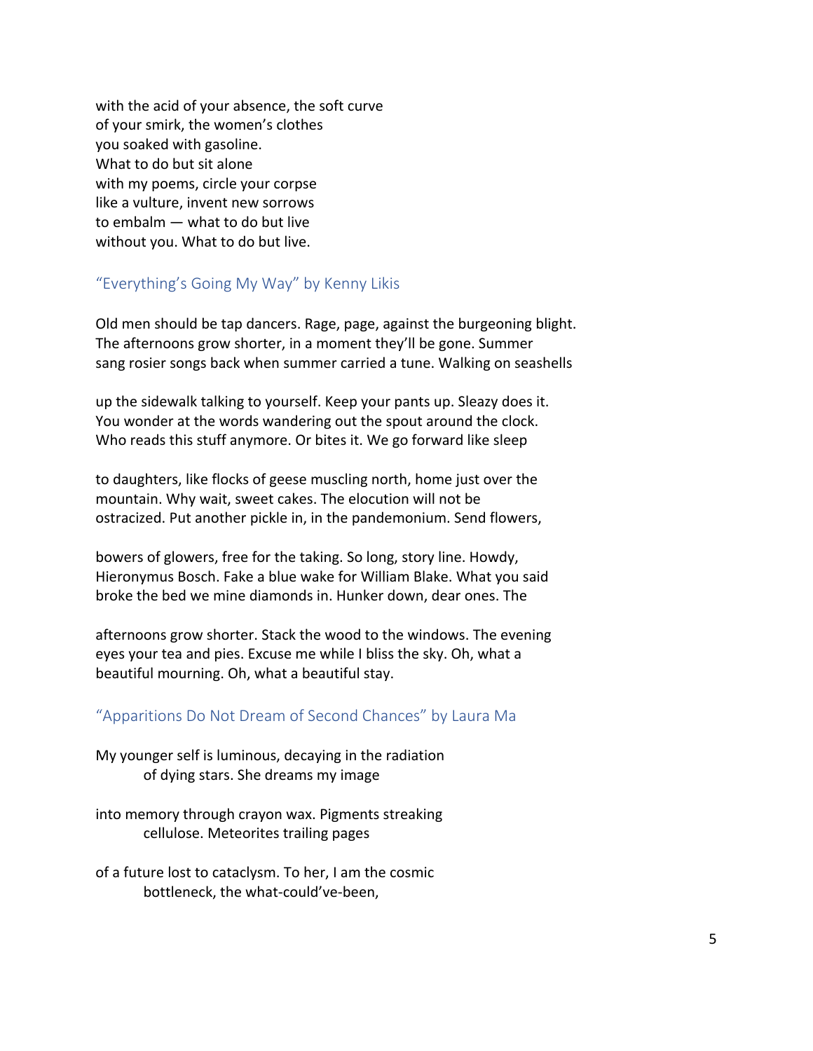with the acid of your absence, the soft curve
of your smirk, the women's clothes
you soaked with gasoline.
What to do but sit alone
with my poems, circle your corpse
like a vulture, invent new sorrows
to embalm — what to do but live
without you. What to do but live.

## "Everything's Going My Way" by Kenny Likis

Old men should be tap dancers. Rage, page, against the burgeoning blight.
The afternoons grow shorter, in a moment they'll be gone. Summer
sang rosier songs back when summer carried a tune. Walking on seashells

up the sidewalk talking to yourself. Keep your pants up. Sleazy does it.
You wonder at the words wandering out the spout around the clock.
Who reads this stuff anymore. Or bites it. We go forward like sleep

to daughters, like flocks of geese muscling north, home just over the
mountain. Why wait, sweet cakes. The elocution will not be
ostracized. Put another pickle in, in the pandemonium. Send flowers,

bowers of glowers, free for the taking. So long, story line. Howdy,
Hieronymus Bosch. Fake a blue wake for William Blake. What you said
broke the bed we mine diamonds in. Hunker down, dear ones. The

afternoons grow shorter. Stack the wood to the windows. The evening
eyes your tea and pies. Excuse me while I bliss the sky. Oh, what a
beautiful mourning. Oh, what a beautiful stay.

## "Apparitions Do Not Dream of Second Chances" by Laura Ma

My younger self is luminous, decaying in the radiation
        of dying stars. She dreams my image

into memory through crayon wax. Pigments streaking
        cellulose. Meteorites trailing pages

of a future lost to cataclysm. To her, I am the cosmic
        bottleneck, the what-could've-been,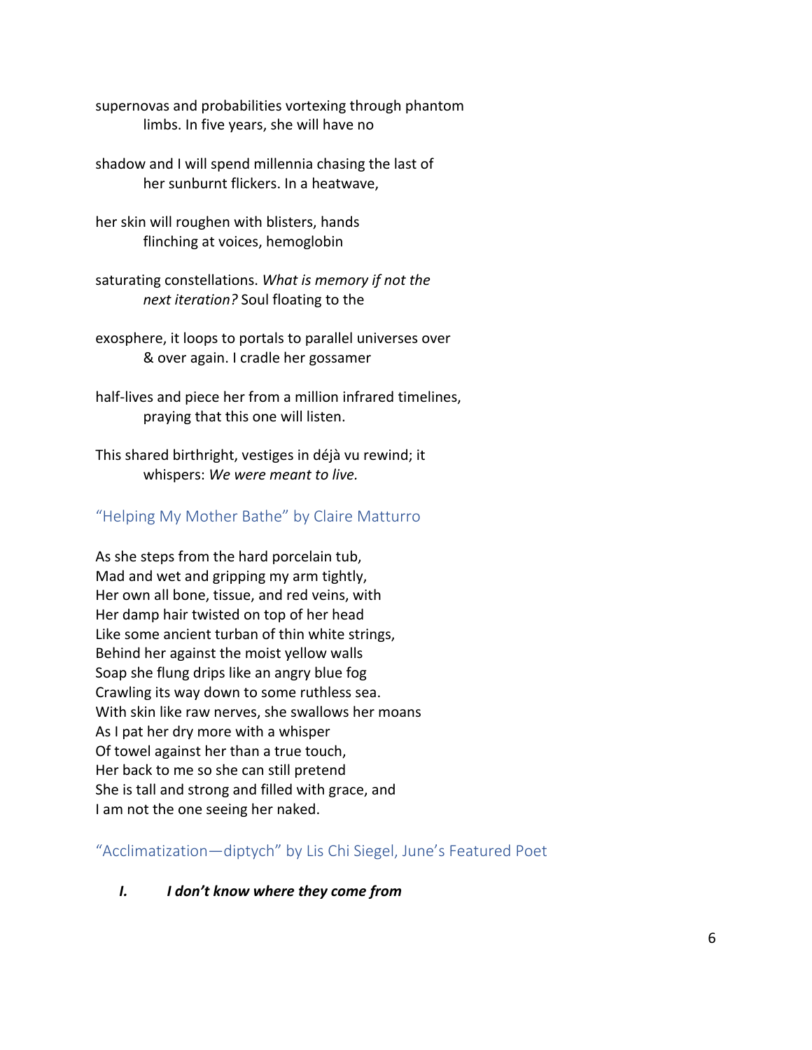supernovas and probabilities vortexing through phantom
    limbs. In five years, she will have no

shadow and I will spend millennia chasing the last of
    her sunburnt flickers. In a heatwave,

her skin will roughen with blisters, hands
    flinching at voices, hemoglobin

saturating constellations. *What is memory if not the*
    *next iteration?* Soul floating to the

exosphere, it loops to portals to parallel universes over
    & over again. I cradle her gossamer

half-lives and piece her from a million infrared timelines,
    praying that this one will listen.

This shared birthright, vestiges in déjà vu rewind; it
    whispers: *We were meant to live.*

## "Helping My Mother Bathe" by Claire Matturro

As she steps from the hard porcelain tub,
Mad and wet and gripping my arm tightly,
Her own all bone, tissue, and red veins, with
Her damp hair twisted on top of her head
Like some ancient turban of thin white strings,
Behind her against the moist yellow walls
Soap she flung drips like an angry blue fog
Crawling its way down to some ruthless sea.
With skin like raw nerves, she swallows her moans
As I pat her dry more with a whisper
Of towel against her than a true touch,
Her back to me so she can still pretend
She is tall and strong and filled with grace, and
I am not the one seeing her naked.

## "Acclimatization—diptych" by Lis Chi Siegel, June's Featured Poet

***I. I don't know where they come from***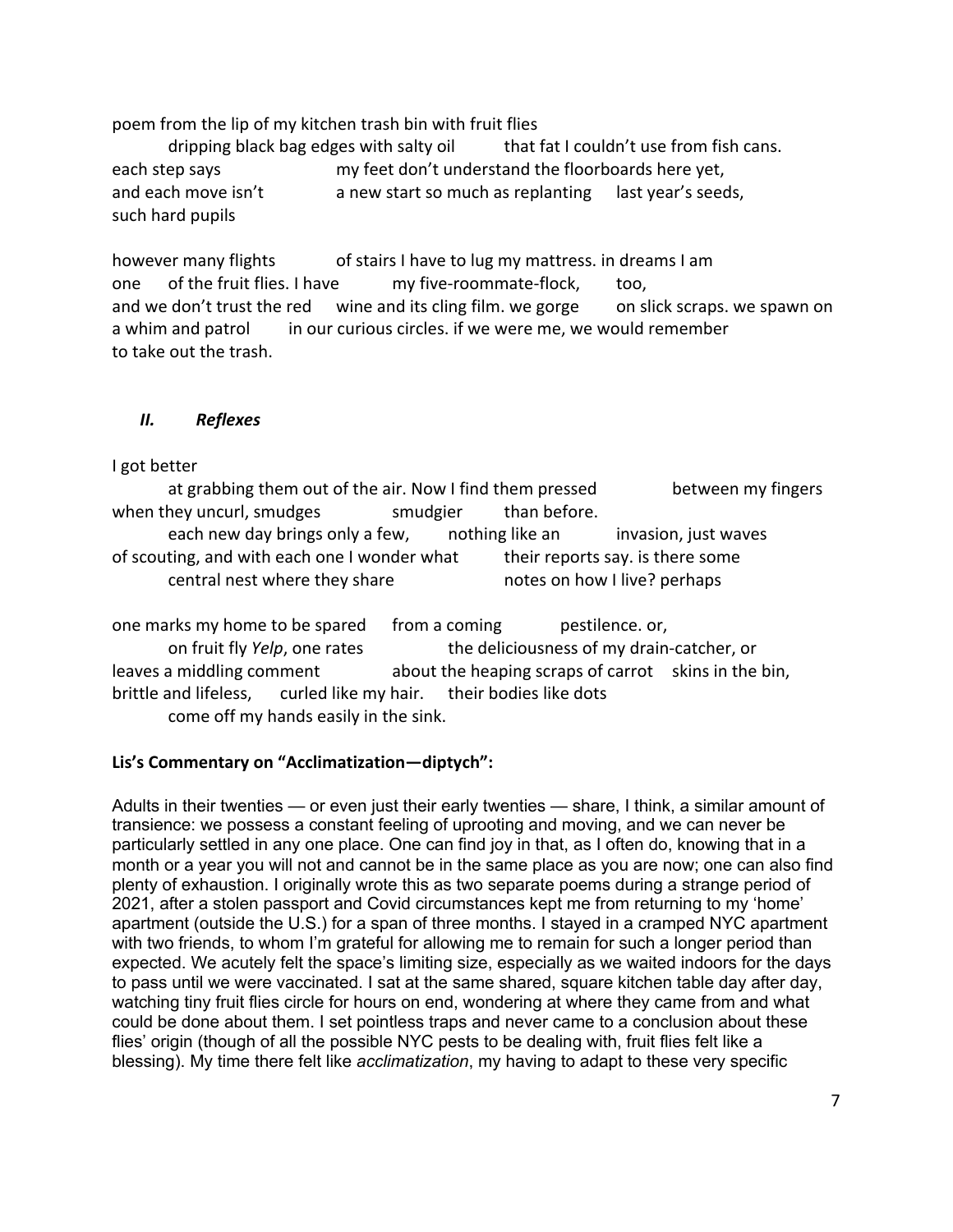poem from the lip of my kitchen trash bin with fruit flies
    dripping black bag edges with salty oil    that fat I couldn't use from fish cans.
each step says    my feet don't understand the floorboards here yet,
and each move isn't    a new start so much as replanting    last year's seeds,
such hard pupils

however many flights    of stairs I have to lug my mattress. in dreams I am
one    of the fruit flies. I have    my five-roommate-flock,    too,
and we don't trust the red    wine and its cling film. we gorge    on slick scraps. we spawn on
a whim and patrol    in our curious circles. if we were me, we would remember
to take out the trash.

### *II. Reflexes*

I got better
    at grabbing them out of the air. Now I find them pressed    between my fingers
when they uncurl, smudges    smudgier    than before.
    each new day brings only a few,    nothing like an    invasion, just waves
of scouting, and with each one I wonder what    their reports say. is there some
    central nest where they share    notes on how I live? perhaps

one marks my home to be spared    from a coming    pestilence. or,
    on fruit fly *Yelp*, one rates    the deliciousness of my drain-catcher, or
leaves a middling comment    about the heaping scraps of carrot    skins in the bin,
brittle and lifeless,    curled like my hair.    their bodies like dots
    come off my hands easily in the sink.

**Lis's Commentary on "Acclimatization—diptych":**

Adults in their twenties — or even just their early twenties — share, I think, a similar amount of transience: we possess a constant feeling of uprooting and moving, and we can never be particularly settled in any one place. One can find joy in that, as I often do, knowing that in a month or a year you will not and cannot be in the same place as you are now; one can also find plenty of exhaustion. I originally wrote this as two separate poems during a strange period of 2021, after a stolen passport and Covid circumstances kept me from returning to my 'home' apartment (outside the U.S.) for a span of three months. I stayed in a cramped NYC apartment with two friends, to whom I'm grateful for allowing me to remain for such a longer period than expected. We acutely felt the space's limiting size, especially as we waited indoors for the days to pass until we were vaccinated. I sat at the same shared, square kitchen table day after day, watching tiny fruit flies circle for hours on end, wondering at where they came from and what could be done about them. I set pointless traps and never came to a conclusion about these flies' origin (though of all the possible NYC pests to be dealing with, fruit flies felt like a blessing). My time there felt like *acclimatization*, my having to adapt to these very specific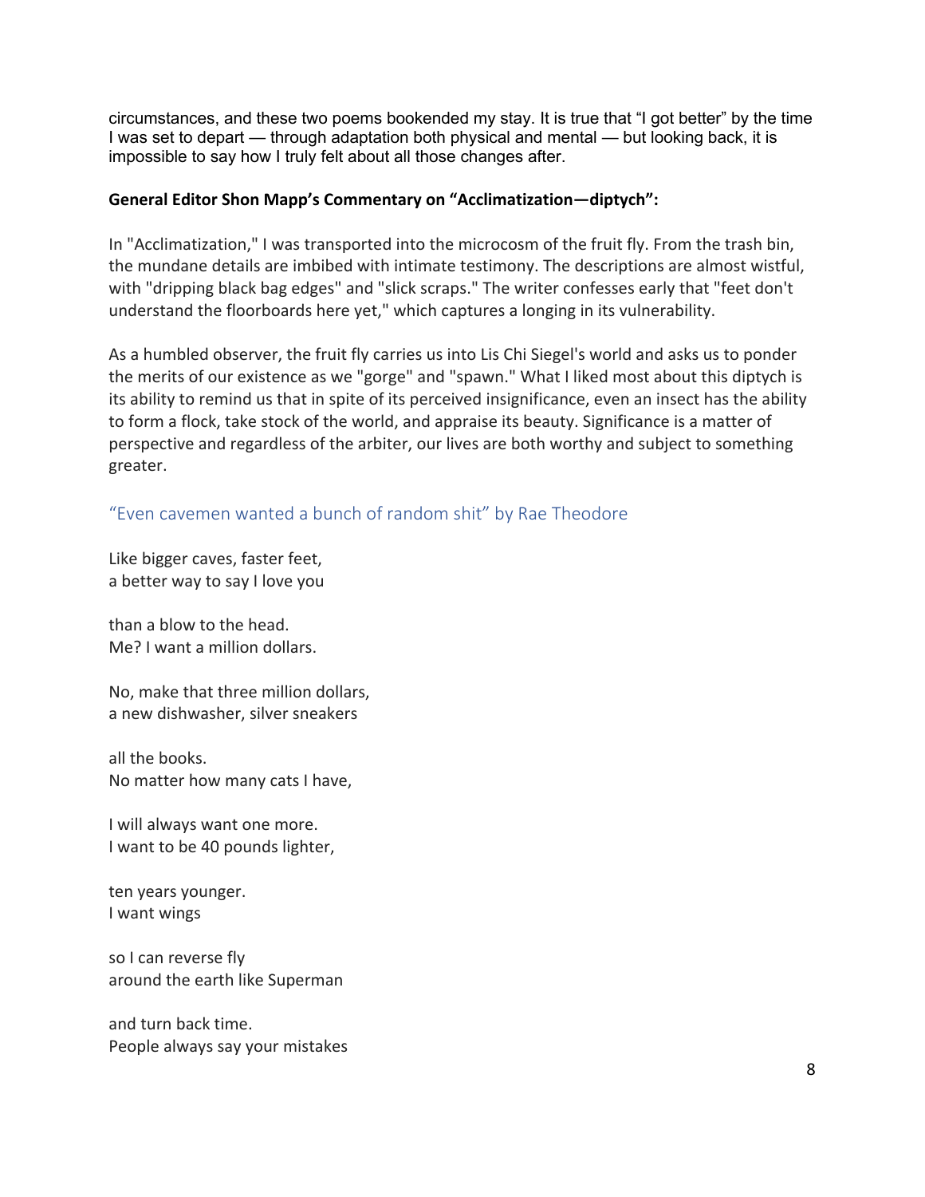circumstances, and these two poems bookended my stay. It is true that "I got better" by the time I was set to depart — through adaptation both physical and mental — but looking back, it is impossible to say how I truly felt about all those changes after.

**General Editor Shon Mapp's Commentary on "Acclimatization—diptych":**

In "Acclimatization," I was transported into the microcosm of the fruit fly. From the trash bin, the mundane details are imbibed with intimate testimony. The descriptions are almost wistful, with "dripping black bag edges" and "slick scraps." The writer confesses early that "feet don't understand the floorboards here yet," which captures a longing in its vulnerability.

As a humbled observer, the fruit fly carries us into Lis Chi Siegel's world and asks us to ponder the merits of our existence as we "gorge" and "spawn." What I liked most about this diptych is its ability to remind us that in spite of its perceived insignificance, even an insect has the ability to form a flock, take stock of the world, and appraise its beauty. Significance is a matter of perspective and regardless of the arbiter, our lives are both worthy and subject to something greater.

## "Even cavemen wanted a bunch of random shit" by Rae Theodore

Like bigger caves, faster feet,
a better way to say I love you

than a blow to the head.
Me? I want a million dollars.

No, make that three million dollars,
a new dishwasher, silver sneakers

all the books.
No matter how many cats I have,

I will always want one more.
I want to be 40 pounds lighter,

ten years younger.
I want wings

so I can reverse fly
around the earth like Superman

and turn back time.
People always say your mistakes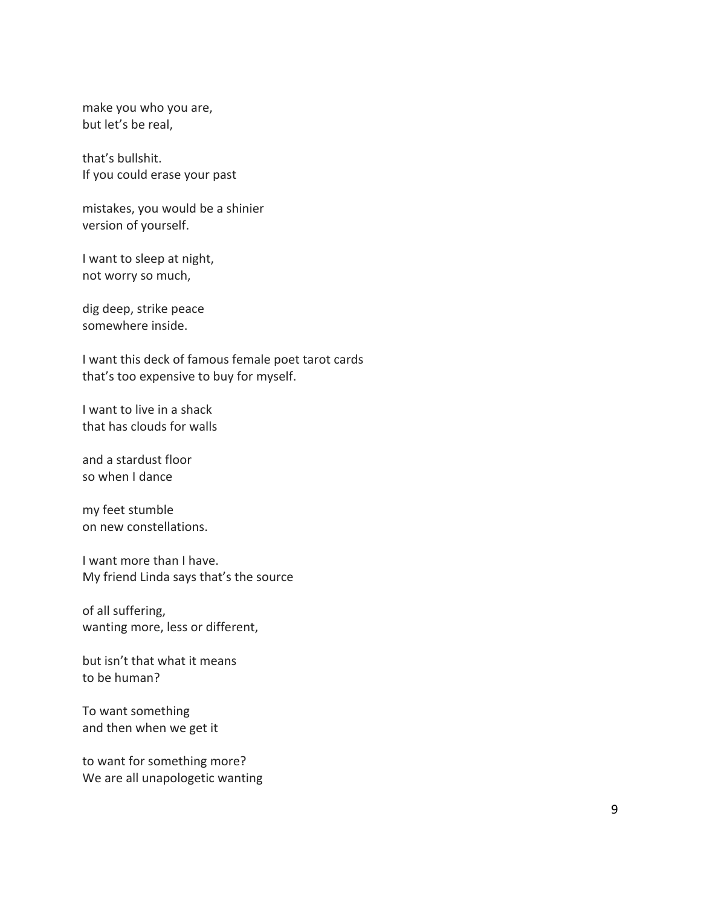make you who you are,
but let's be real,

that's bullshit.
If you could erase your past

mistakes, you would be a shinier
version of yourself.

I want to sleep at night,
not worry so much,

dig deep, strike peace
somewhere inside.

I want this deck of famous female poet tarot cards
that's too expensive to buy for myself.

I want to live in a shack
that has clouds for walls

and a stardust floor
so when I dance

my feet stumble
on new constellations.

I want more than I have.
My friend Linda says that's the source

of all suffering,
wanting more, less or different,

but isn't that what it means
to be human?

To want something
and then when we get it

to want for something more?
We are all unapologetic wanting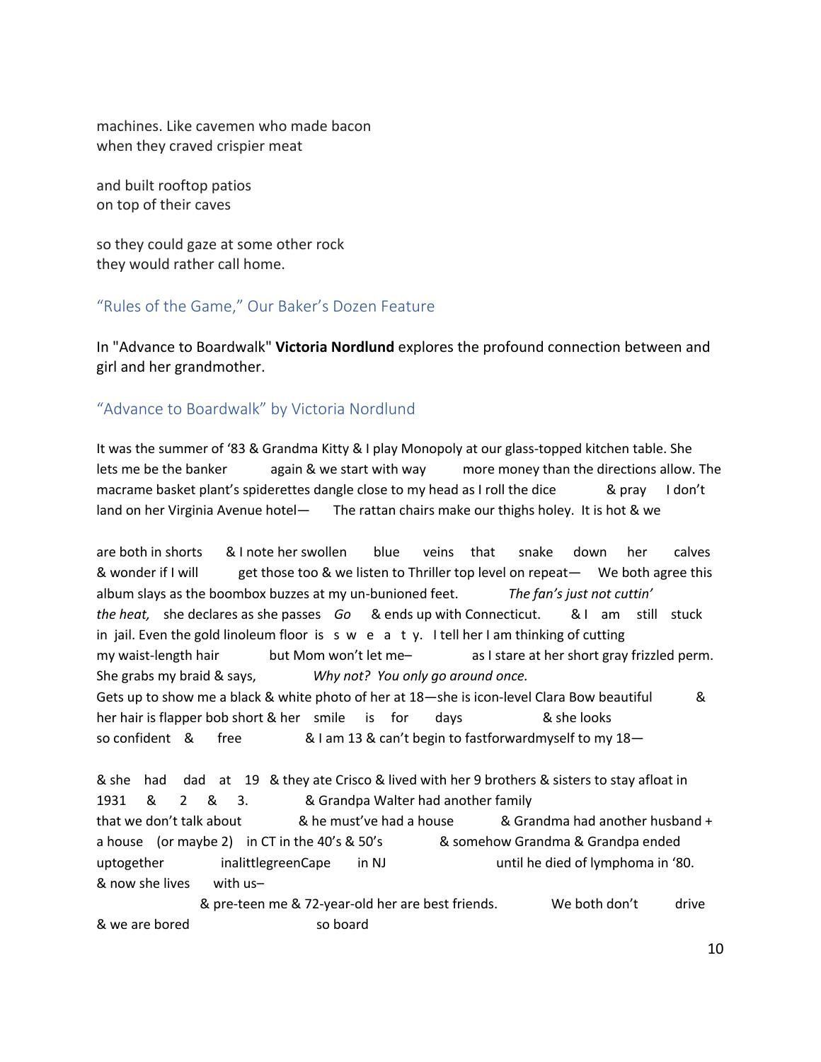machines. Like cavemen who made bacon
when they craved crispier meat

and built rooftop patios
on top of their caves

so they could gaze at some other rock
they would rather call home.

## "Rules of the Game," Our Baker's Dozen Feature

In "Advance to Boardwalk" **Victoria Nordlund** explores the profound connection between and girl and her grandmother.

## "Advance to Boardwalk" by Victoria Nordlund

It was the summer of '83 & Grandma Kitty & I play Monopoly at our glass-topped kitchen table. She lets me be the banker again & we start with way more money than the directions allow. The macrame basket plant's spiderettes dangle close to my head as I roll the dice & pray I don't land on her Virginia Avenue hotel— The rattan chairs make our thighs holey. It is hot & we

are both in shorts & I note her swollen blue veins that snake down her calves & wonder if I will get those too & we listen to Thriller top level on repeat— We both agree this album slays as the boombox buzzes at my un-bunioned feet. *The fan's just not cuttin' the heat,* she declares as she passes *Go* & ends up with Connecticut. & I am still stuck in jail. Even the gold linoleum floor is s w e a t y. I tell her I am thinking of cutting my waist-length hair but Mom won't let me– as I stare at her short gray frizzled perm. She grabs my braid & says, *Why not? You only go around once.*
Gets up to show me a black & white photo of her at 18—she is icon-level Clara Bow beautiful & her hair is flapper bob short & her smile is for days & she looks so confident & free & I am 13 & can't begin to fastforwardmyself to my 18—

& she had dad at 19 & they ate Crisco & lived with her 9 brothers & sisters to stay afloat in 1931 & 2 & 3. & Grandpa Walter had another family that we don't talk about & he must've had a house & Grandma had another husband + a house (or maybe 2) in CT in the 40's & 50's & somehow Grandma & Grandpa ended uptogether inalittlegreenCape in NJ until he died of lymphoma in '80.
& now she lives with us–
& pre-teen me & 72-year-old her are best friends. We both don't drive & we are bored so board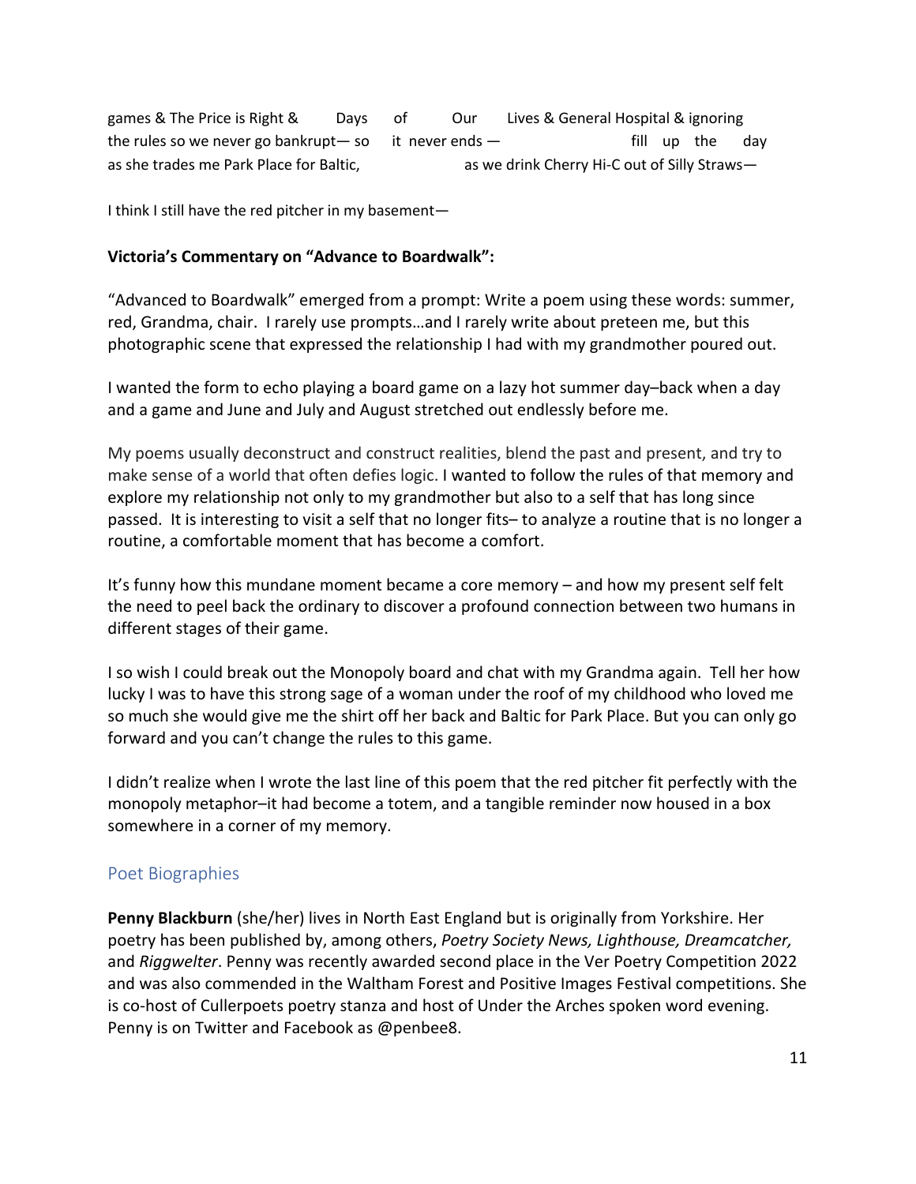games & The Price is Right &     Days     of     Our     Lives & General Hospital & ignoring
the rules so we never go bankrupt— so     it never ends —                    fill   up   the     day
as she trades me Park Place for Baltic,                    as we drink Cherry Hi-C out of Silly Straws—

I think I still have the red pitcher in my basement—

**Victoria's Commentary on "Advance to Boardwalk":**

"Advanced to Boardwalk" emerged from a prompt: Write a poem using these words: summer, red, Grandma, chair. I rarely use prompts…and I rarely write about preteen me, but this photographic scene that expressed the relationship I had with my grandmother poured out.

I wanted the form to echo playing a board game on a lazy hot summer day–back when a day and a game and June and July and August stretched out endlessly before me.

My poems usually deconstruct and construct realities, blend the past and present, and try to make sense of a world that often defies logic. I wanted to follow the rules of that memory and explore my relationship not only to my grandmother but also to a self that has long since passed. It is interesting to visit a self that no longer fits– to analyze a routine that is no longer a routine, a comfortable moment that has become a comfort.

It's funny how this mundane moment became a core memory – and how my present self felt the need to peel back the ordinary to discover a profound connection between two humans in different stages of their game.

I so wish I could break out the Monopoly board and chat with my Grandma again. Tell her how lucky I was to have this strong sage of a woman under the roof of my childhood who loved me so much she would give me the shirt off her back and Baltic for Park Place. But you can only go forward and you can't change the rules to this game.

I didn't realize when I wrote the last line of this poem that the red pitcher fit perfectly with the monopoly metaphor–it had become a totem, and a tangible reminder now housed in a box somewhere in a corner of my memory.

## Poet Biographies

**Penny Blackburn** (she/her) lives in North East England but is originally from Yorkshire. Her poetry has been published by, among others, *Poetry Society News, Lighthouse, Dreamcatcher,* and *Riggwelter*. Penny was recently awarded second place in the Ver Poetry Competition 2022 and was also commended in the Waltham Forest and Positive Images Festival competitions. She is co-host of Cullerpoets poetry stanza and host of Under the Arches spoken word evening. Penny is on Twitter and Facebook as @penbee8.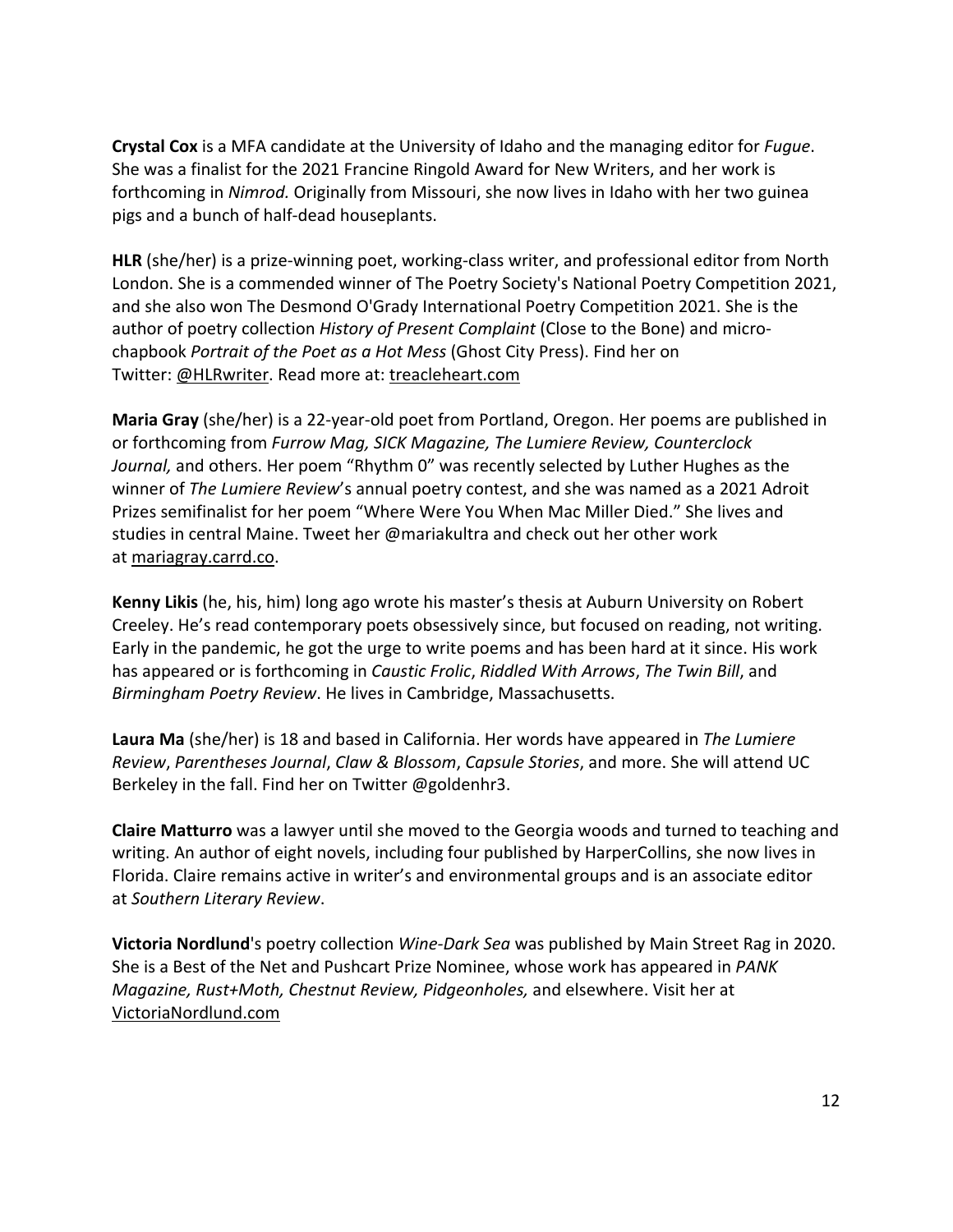**Crystal Cox** is a MFA candidate at the University of Idaho and the managing editor for *Fugue*. She was a finalist for the 2021 Francine Ringold Award for New Writers, and her work is forthcoming in *Nimrod.* Originally from Missouri, she now lives in Idaho with her two guinea pigs and a bunch of half-dead houseplants.

**HLR** (she/her) is a prize-winning poet, working-class writer, and professional editor from North London. She is a commended winner of The Poetry Society's National Poetry Competition 2021, and she also won The Desmond O'Grady International Poetry Competition 2021. She is the author of poetry collection *History of Present Complaint* (Close to the Bone) and micro-chapbook *Portrait of the Poet as a Hot Mess* (Ghost City Press). Find her on Twitter: @HLRwriter. Read more at: treacleheart.com

**Maria Gray** (she/her) is a 22-year-old poet from Portland, Oregon. Her poems are published in or forthcoming from *Furrow Mag, SICK Magazine, The Lumiere Review, Counterclock Journal,* and others. Her poem "Rhythm 0" was recently selected by Luther Hughes as the winner of *The Lumiere Review*'s annual poetry contest, and she was named as a 2021 Adroit Prizes semifinalist for her poem "Where Were You When Mac Miller Died." She lives and studies in central Maine. Tweet her @mariakultra and check out her other work at mariagray.carrd.co.

**Kenny Likis** (he, his, him) long ago wrote his master's thesis at Auburn University on Robert Creeley. He's read contemporary poets obsessively since, but focused on reading, not writing. Early in the pandemic, he got the urge to write poems and has been hard at it since. His work has appeared or is forthcoming in *Caustic Frolic*, *Riddled With Arrows*, *The Twin Bill*, and *Birmingham Poetry Review*. He lives in Cambridge, Massachusetts.

**Laura Ma** (she/her) is 18 and based in California. Her words have appeared in *The Lumiere Review*, *Parentheses Journal*, *Claw & Blossom*, *Capsule Stories*, and more. She will attend UC Berkeley in the fall. Find her on Twitter @goldenhr3.

**Claire Matturro** was a lawyer until she moved to the Georgia woods and turned to teaching and writing. An author of eight novels, including four published by HarperCollins, she now lives in Florida. Claire remains active in writer's and environmental groups and is an associate editor at *Southern Literary Review*.

**Victoria Nordlund**'s poetry collection *Wine-Dark Sea* was published by Main Street Rag in 2020. She is a Best of the Net and Pushcart Prize Nominee, whose work has appeared in *PANK Magazine, Rust+Moth, Chestnut Review, Pidgeonholes,* and elsewhere. Visit her at VictoriaNordlund.com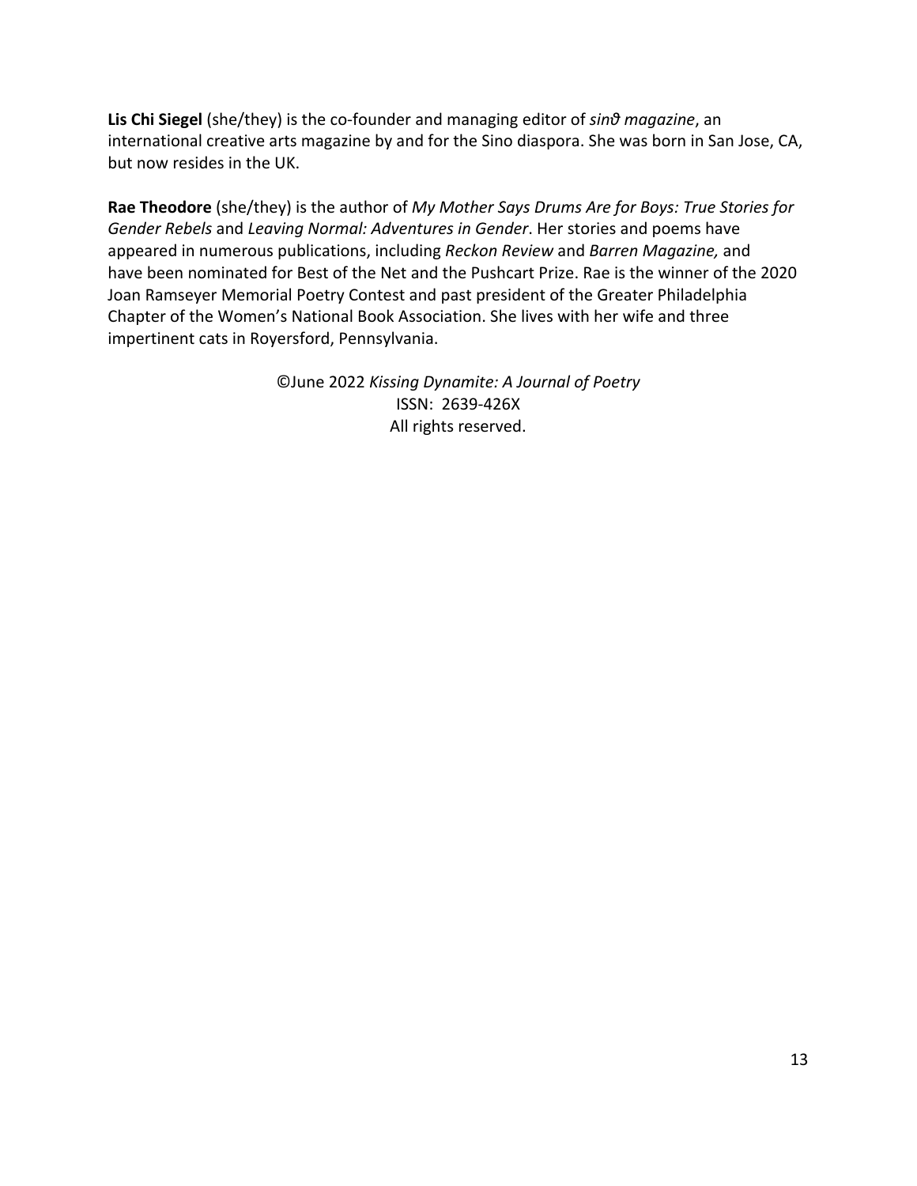**Lis Chi Siegel** (she/they) is the co-founder and managing editor of *sinϑ magazine*, an international creative arts magazine by and for the Sino diaspora. She was born in San Jose, CA, but now resides in the UK.

**Rae Theodore** (she/they) is the author of *My Mother Says Drums Are for Boys: True Stories for Gender Rebels* and *Leaving Normal: Adventures in Gender*. Her stories and poems have appeared in numerous publications, including *Reckon Review* and *Barren Magazine,* and have been nominated for Best of the Net and the Pushcart Prize. Rae is the winner of the 2020 Joan Ramseyer Memorial Poetry Contest and past president of the Greater Philadelphia Chapter of the Women's National Book Association. She lives with her wife and three impertinent cats in Royersford, Pennsylvania.

©June 2022 *Kissing Dynamite: A Journal of Poetry*
ISSN: 2639-426X
All rights reserved.